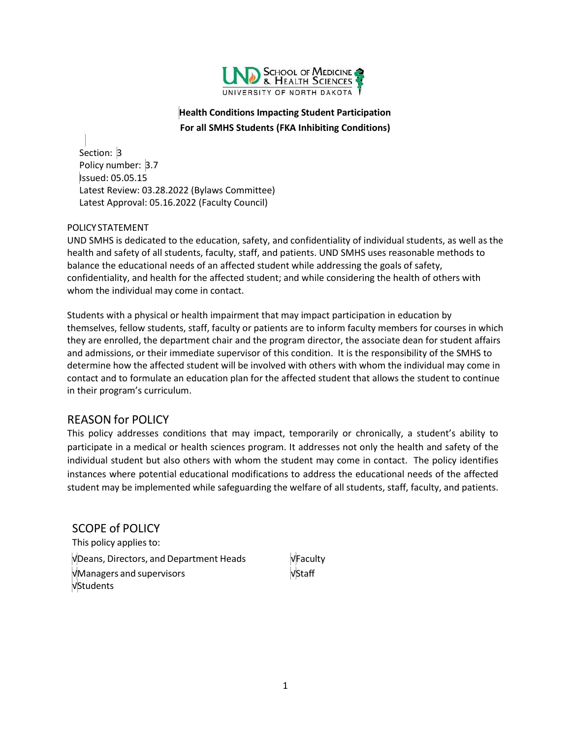**Health Conditions Impacting Student Participation**
**For all SMHS Students (FKA Inhibiting Conditions)**

Section: 3
Policy number: 3.7
Issued: 05.05.15
Latest Review: 03.28.2022 (Bylaws Committee)
Latest Approval: 05.16.2022 (Faculty Council)

POLICY STATEMENT

UND SMHS is dedicated to the education, safety, and confidentiality of individual students, as well as the health and safety of all students, faculty, staff, and patients. UND SMHS uses reasonable methods to balance the educational needs of an affected student while addressing the goals of safety, confidentiality, and health for the affected student; and while considering the health of others with whom the individual may come in contact.

Students with a physical or health impairment that may impact participation in education by themselves, fellow students, staff, faculty or patients are to inform faculty members for courses in which they are enrolled, the department chair and the program director, the associate dean for student affairs and admissions, or their immediate supervisor of this condition. It is the responsibility of the SMHS to determine how the affected student will be involved with others with whom the individual may come in contact and to formulate an education plan for the affected student that allows the student to continue in their program's curriculum.

## REASON for POLICY

This policy addresses conditions that may impact, temporarily or chronically, a student's ability to participate in a medical or health sciences program. It addresses not only the health and safety of the individual student but also others with whom the student may come in contact. The policy identifies instances where potential educational modifications to address the educational needs of the affected student may be implemented while safeguarding the welfare of all students, staff, faculty, and patients.

## SCOPE of POLICY

This policy applies to:

√Deans, Directors, and Department Heads
√Faculty
√Managers and supervisors
√Staff
√Students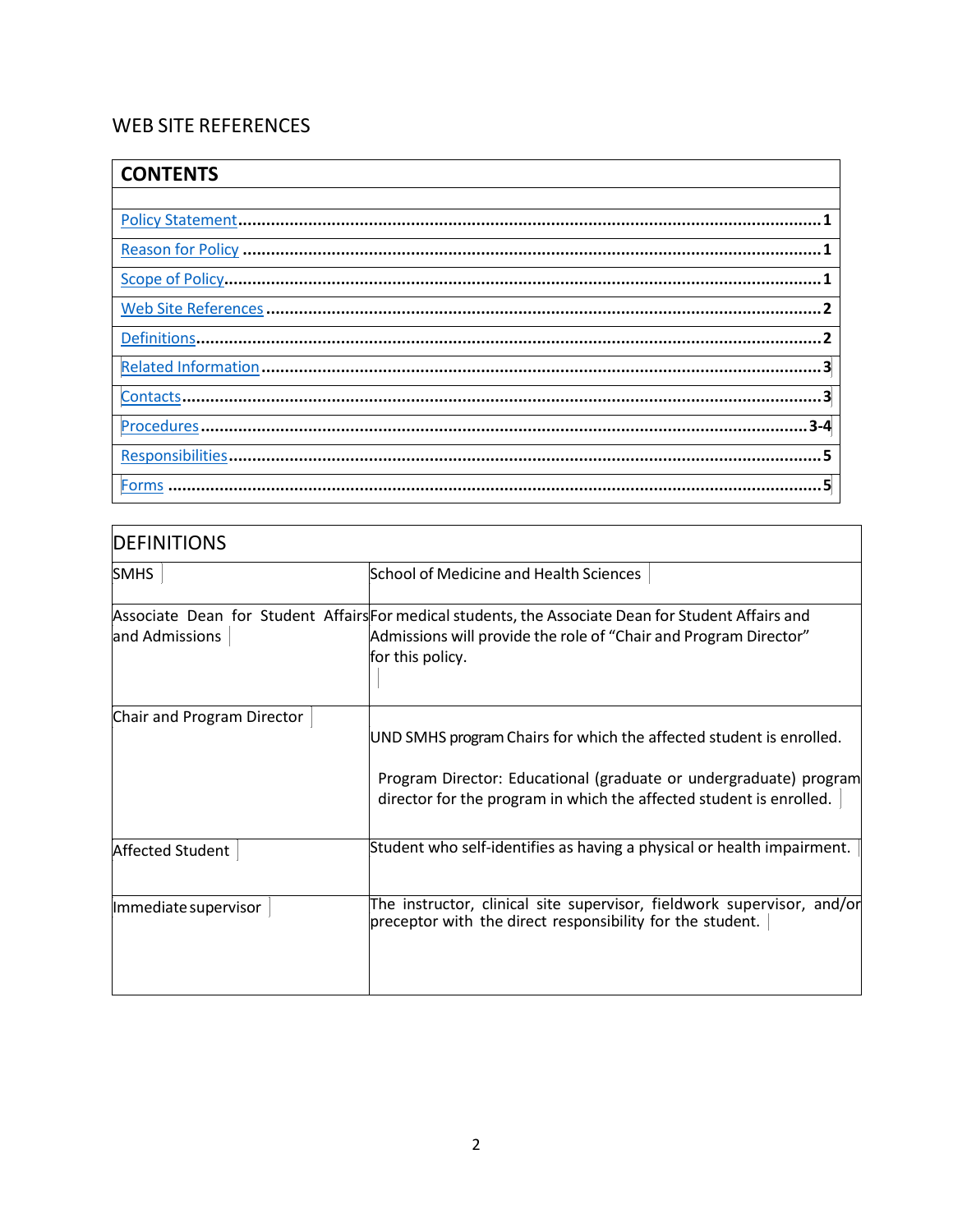## WEB SITE REFERENCES

| CONTENTS | |
|---|---|
| Policy Statement | 1 |
| Reason for Policy | 1 |
| Scope of Policy | 1 |
| Web Site References | 2 |
| Definitions | 2 |
| Related Information | 3 |
| Contacts | 3 |
| Procedures | 3-4 |
| Responsibilities | 5 |
| Forms | 5 |

## DEFINITIONS

| DEFINITIONS | |
|---|---|
| SMHS | School of Medicine and Health Sciences |
| Associate Dean for Student Affairs and Admissions | For medical students, the Associate Dean for Student Affairs and Admissions will provide the role of "Chair and Program Director" for this policy. |
| Chair and Program Director | UND SMHS program Chairs for which the affected student is enrolled.<br><br>Program Director: Educational (graduate or undergraduate) program director for the program in which the affected student is enrolled. |
| Affected Student | Student who self-identifies as having a physical or health impairment. |
| Immediate supervisor | The instructor, clinical site supervisor, fieldwork supervisor, and/or preceptor with the direct responsibility for the student. |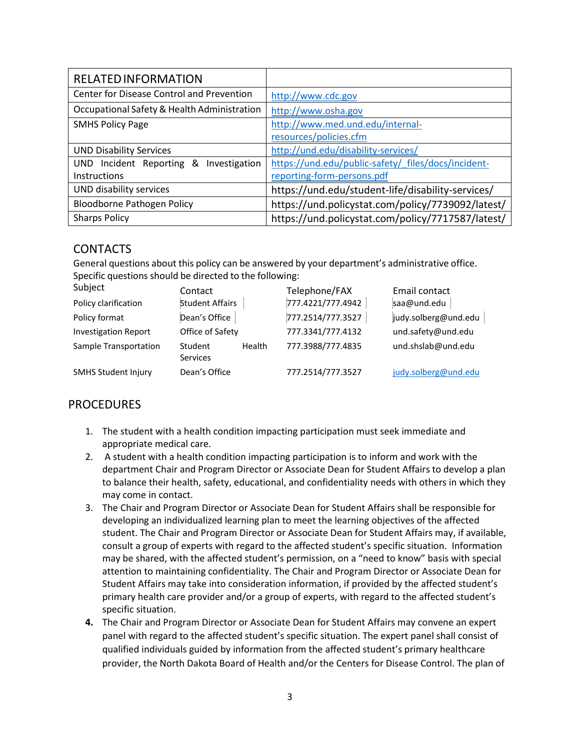| RELATED INFORMATION | |
|---|---|
| Center for Disease Control and Prevention | http://www.cdc.gov |
| Occupational Safety & Health Administration | http://www.osha.gov |
| SMHS Policy Page | http://www.med.und.edu/internal-resources/policies.cfm |
| UND Disability Services | http://und.edu/disability-services/ |
| UND Incident Reporting & Investigation Instructions | https://und.edu/public-safety/_files/docs/incident-reporting-form-persons.pdf |
| UND disability services | https://und.edu/student-life/disability-services/ |
| Bloodborne Pathogen Policy | https://und.policystat.com/policy/7739092/latest/ |
| Sharps Policy | https://und.policystat.com/policy/7717587/latest/ |

## CONTACTS

General questions about this policy can be answered by your department's administrative office. Specific questions should be directed to the following:

| Subject | Contact | Telephone/FAX | Email contact |
|---|---|---|---|
| Policy clarification | Student Affairs | 777.4221/777.4942 | saa@und.edu |
| Policy format | Dean's Office | 777.2514/777.3527 | judy.solberg@und.edu |
| Investigation Report | Office of Safety | 777.3341/777.4132 | und.safety@und.edu |
| Sample Transportation | Student Health Services | 777.3988/777.4835 | und.shslab@und.edu |
| SMHS Student Injury | Dean's Office | 777.2514/777.3527 | judy.solberg@und.edu |

## PROCEDURES

1. The student with a health condition impacting participation must seek immediate and appropriate medical care.
2. A student with a health condition impacting participation is to inform and work with the department Chair and Program Director or Associate Dean for Student Affairs to develop a plan to balance their health, safety, educational, and confidentiality needs with others in which they may come in contact.
3. The Chair and Program Director or Associate Dean for Student Affairs shall be responsible for developing an individualized learning plan to meet the learning objectives of the affected student. The Chair and Program Director or Associate Dean for Student Affairs may, if available, consult a group of experts with regard to the affected student's specific situation. Information may be shared, with the affected student's permission, on a "need to know" basis with special attention to maintaining confidentiality. The Chair and Program Director or Associate Dean for Student Affairs may take into consideration information, if provided by the affected student's primary health care provider and/or a group of experts, with regard to the affected student's specific situation.
4. The Chair and Program Director or Associate Dean for Student Affairs may convene an expert panel with regard to the affected student's specific situation. The expert panel shall consist of qualified individuals guided by information from the affected student's primary healthcare provider, the North Dakota Board of Health and/or the Centers for Disease Control. The plan of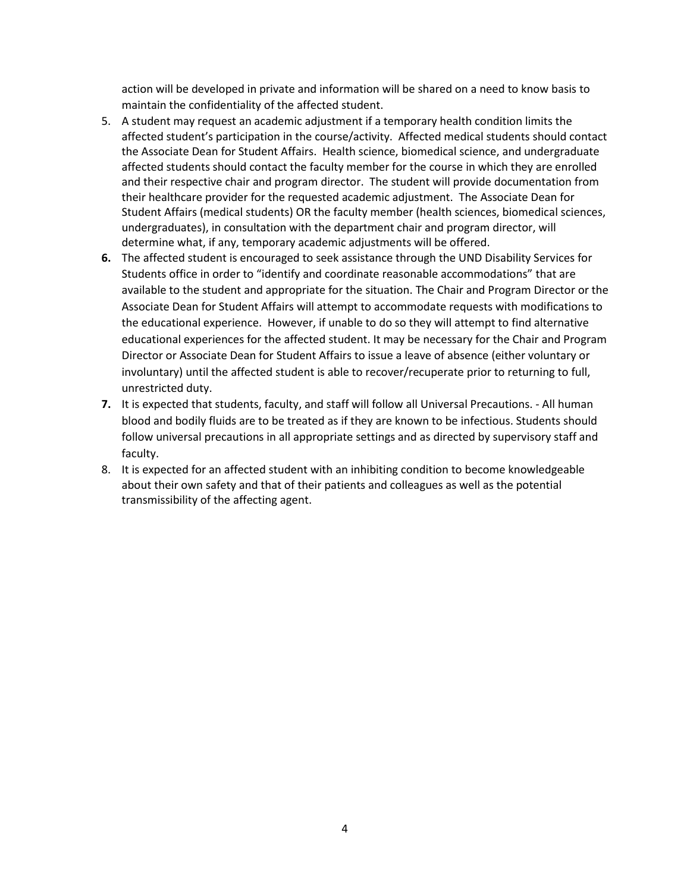action will be developed in private and information will be shared on a need to know basis to maintain the confidentiality of the affected student.

5. A student may request an academic adjustment if a temporary health condition limits the affected student's participation in the course/activity. Affected medical students should contact the Associate Dean for Student Affairs. Health science, biomedical science, and undergraduate affected students should contact the faculty member for the course in which they are enrolled and their respective chair and program director. The student will provide documentation from their healthcare provider for the requested academic adjustment. The Associate Dean for Student Affairs (medical students) OR the faculty member (health sciences, biomedical sciences, undergraduates), in consultation with the department chair and program director, will determine what, if any, temporary academic adjustments will be offered.
6. The affected student is encouraged to seek assistance through the UND Disability Services for Students office in order to "identify and coordinate reasonable accommodations" that are available to the student and appropriate for the situation. The Chair and Program Director or the Associate Dean for Student Affairs will attempt to accommodate requests with modifications to the educational experience. However, if unable to do so they will attempt to find alternative educational experiences for the affected student. It may be necessary for the Chair and Program Director or Associate Dean for Student Affairs to issue a leave of absence (either voluntary or involuntary) until the affected student is able to recover/recuperate prior to returning to full, unrestricted duty.
7. It is expected that students, faculty, and staff will follow all Universal Precautions. - All human blood and bodily fluids are to be treated as if they are known to be infectious. Students should follow universal precautions in all appropriate settings and as directed by supervisory staff and faculty.
8. It is expected for an affected student with an inhibiting condition to become knowledgeable about their own safety and that of their patients and colleagues as well as the potential transmissibility of the affecting agent.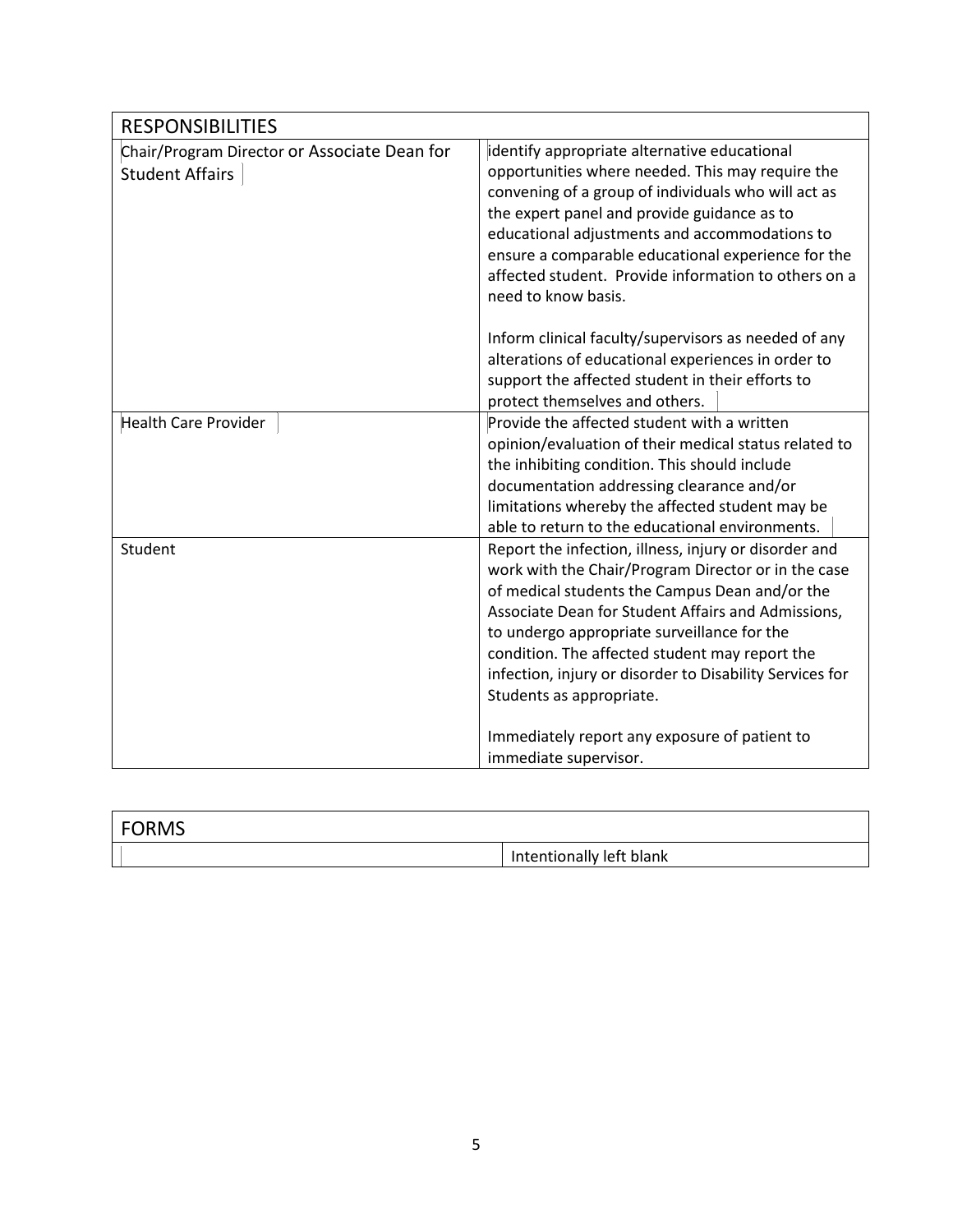| RESPONSIBILITIES | |
|---|---|
| Chair/Program Director or Associate Dean for Student Affairs | identify appropriate alternative educational opportunities where needed. This may require the convening of a group of individuals who will act as the expert panel and provide guidance as to educational adjustments and accommodations to ensure a comparable educational experience for the affected student. Provide information to others on a need to know basis.<br><br>Inform clinical faculty/supervisors as needed of any alterations of educational experiences in order to support the affected student in their efforts to protect themselves and others. |
| Health Care Provider | Provide the affected student with a written opinion/evaluation of their medical status related to the inhibiting condition. This should include documentation addressing clearance and/or limitations whereby the affected student may be able to return to the educational environments. |
| Student | Report the infection, illness, injury or disorder and work with the Chair/Program Director or in the case of medical students the Campus Dean and/or the Associate Dean for Student Affairs and Admissions, to undergo appropriate surveillance for the condition. The affected student may report the infection, injury or disorder to Disability Services for Students as appropriate.<br><br>Immediately report any exposure of patient to immediate supervisor. |

| FORMS | |
|---|---|
| | Intentionally left blank |